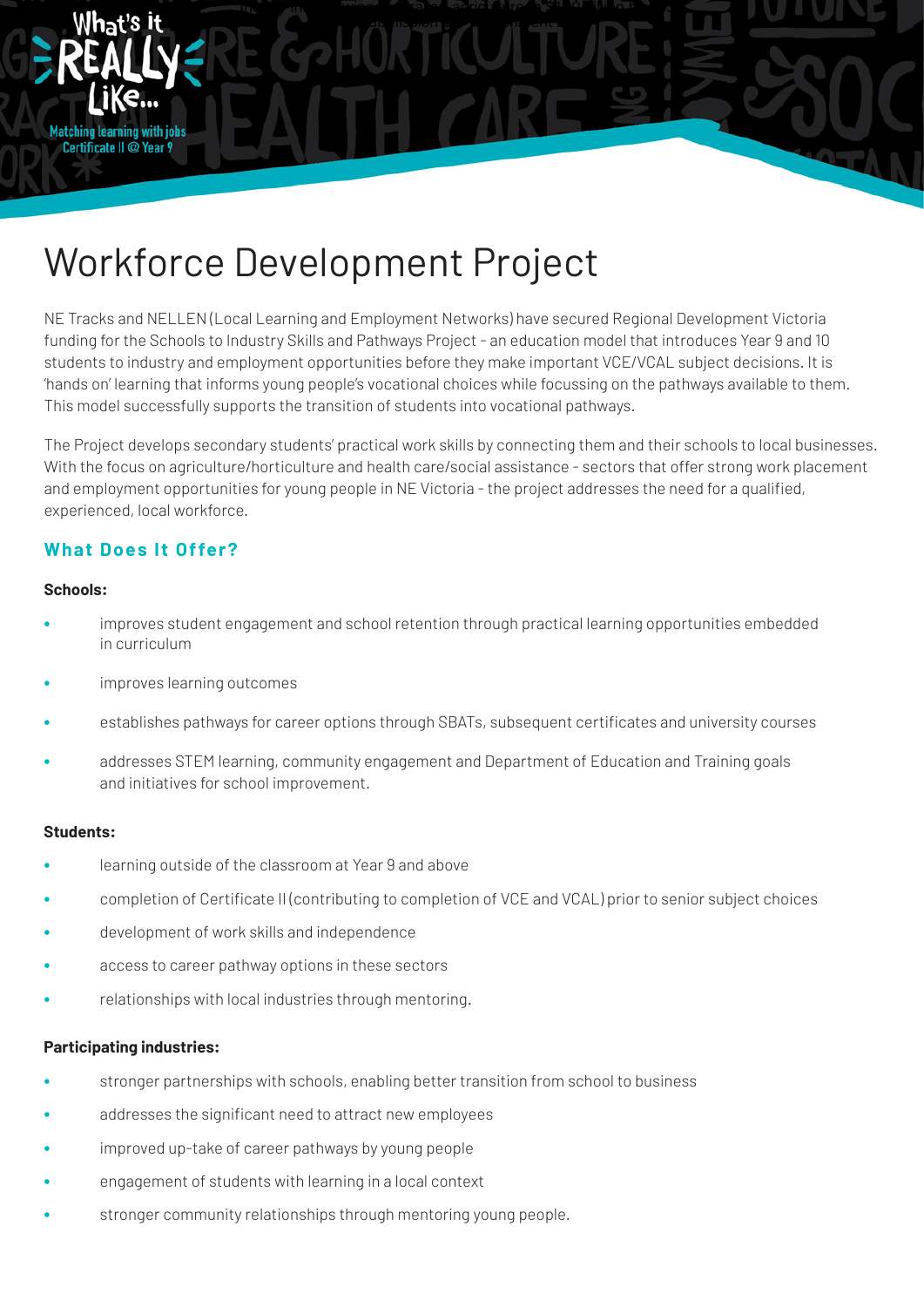What's it REALLY Like...

Matching learning with jobs
Certificate II @ Year 9

# Workforce Development Project

NE Tracks and NELLEN (Local Learning and Employment Networks) have secured Regional Development Victoria funding for the Schools to Industry Skills and Pathways Project - an education model that introduces Year 9 and 10 students to industry and employment opportunities before they make important VCE/VCAL subject decisions. It is 'hands on' learning that informs young people's vocational choices while focussing on the pathways available to them. This model successfully supports the transition of students into vocational pathways.

The Project develops secondary students' practical work skills by connecting them and their schools to local businesses. With the focus on agriculture/horticulture and health care/social assistance - sectors that offer strong work placement and employment opportunities for young people in NE Victoria - the project addresses the need for a qualified, experienced, local workforce.

## What Does It Offer?

**Schools:**

- improves student engagement and school retention through practical learning opportunities embedded in curriculum
- improves learning outcomes
- establishes pathways for career options through SBATs, subsequent certificates and university courses
- addresses STEM learning, community engagement and Department of Education and Training goals and initiatives for school improvement.

**Students:**

- learning outside of the classroom at Year 9 and above
- completion of Certificate II (contributing to completion of VCE and VCAL) prior to senior subject choices
- development of work skills and independence
- access to career pathway options in these sectors
- relationships with local industries through mentoring.

**Participating industries:**

- stronger partnerships with schools, enabling better transition from school to business
- addresses the significant need to attract new employees
- improved up-take of career pathways by young people
- engagement of students with learning in a local context
- stronger community relationships through mentoring young people.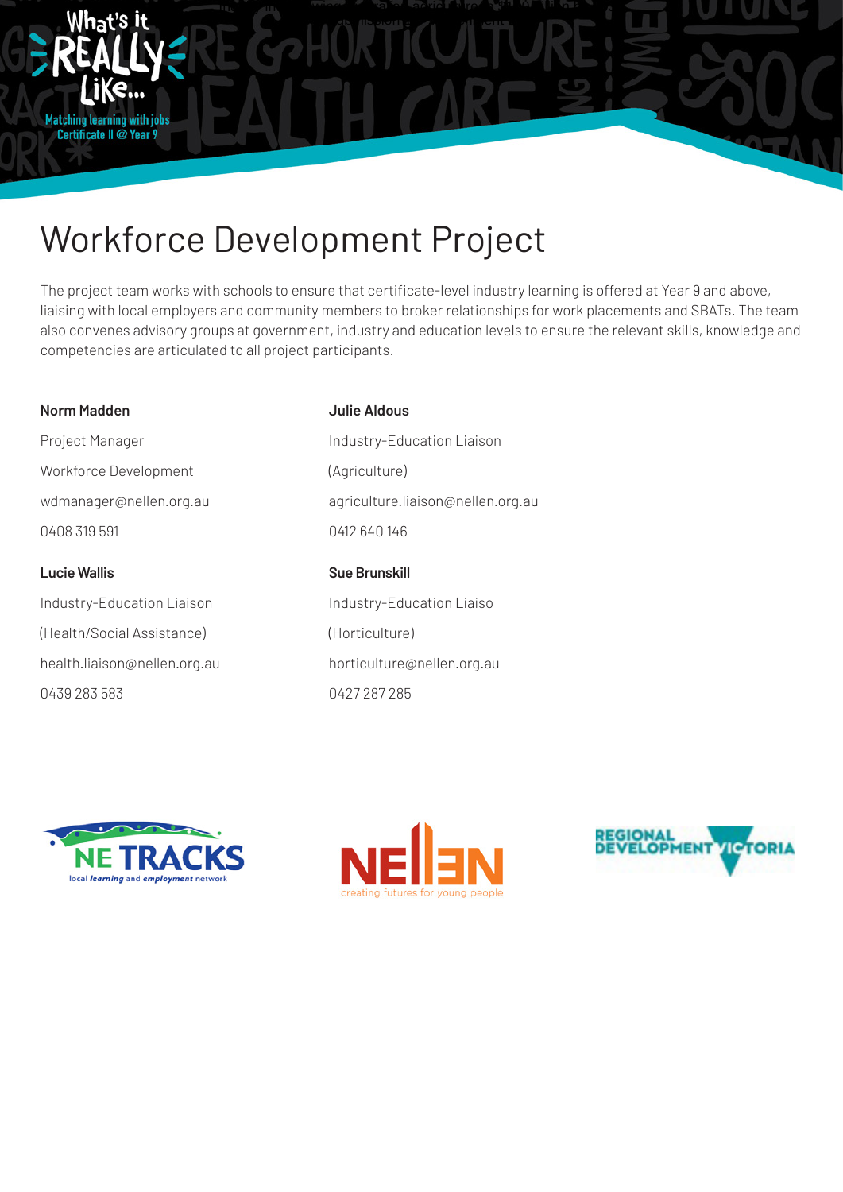# Workforce Development Project

The project team works with schools to ensure that certificate-level industry learning is offered at Year 9 and above, liaising with local employers and community members to broker relationships for work placements and SBATs. The team also convenes advisory groups at government, industry and education levels to ensure the relevant skills, knowledge and competencies are articulated to all project participants.

**Norm Madden**

Project Manager

Workforce Development

wdmanager@nellen.org.au

0408 319 591

**Lucie Wallis**

Industry-Education Liaison

(Health/Social Assistance)

health.liaison@nellen.org.au

0439 283 583

**Julie Aldous**

Industry-Education Liaison

(Agriculture)

agriculture.liaison@nellen.org.au

0412 640 146

**Sue Brunskill**

Industry-Education Liaiso

(Horticulture)

horticulture@nellen.org.au

0427 287 285